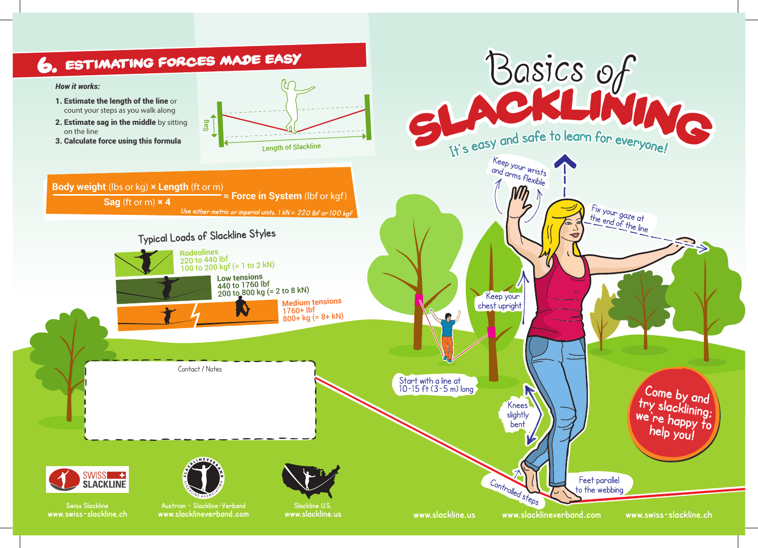## 6. Estimating Forces Made Easy

*How it works:*

1. **Estimate the length of the line** or count your steps as you walk along
2. **Estimate sag in the middle** by sitting on the line
3. **Calculate force using this formula**

Sag

Length of Slackline

$$\frac{\textbf{Body weight (lbs or kg)} \times \textbf{Length (ft or m)}}{\textbf{Sag (ft or m)} \times 4} \approx \textbf{Force in System (lbf or kgf)}$$

*Use either metric or imperial units. 1 kN ≈ 220 lbf or 100 kgf*

### Typical Loads of Slackline Styles

**Rodeolines**
220 to 440 lbf
100 to 200 kgf (= 1 to 2 kN)

**Low tensions**
440 to 1760 lbf
200 to 800 kg (= 2 to 8 kN)

**Medium tensions**
1760+ lbf
800+ kg (= 8+ kN)

Contact / Notes

Swiss Slackline
www.swiss-slackline.ch

Austrian - Slackline-Verband
www.slacklineverband.com

Slackline U.S.
www.slackline.us

# Basics of SLACKLINING

It's easy and safe to learn for everyone!

- Keep your wrists and arms flexible
- Fix your gaze at the end of the line
- Keep your chest upright
- Start with a line at 10-15 ft (3-5 m) long
- Knees slightly bent
- Controlled steps
- Feet parallel to the webbing

**Come by and try slacklining; we're happy to help you!**

www.slackline.us www.slacklineverband.com www.swiss-slackline.ch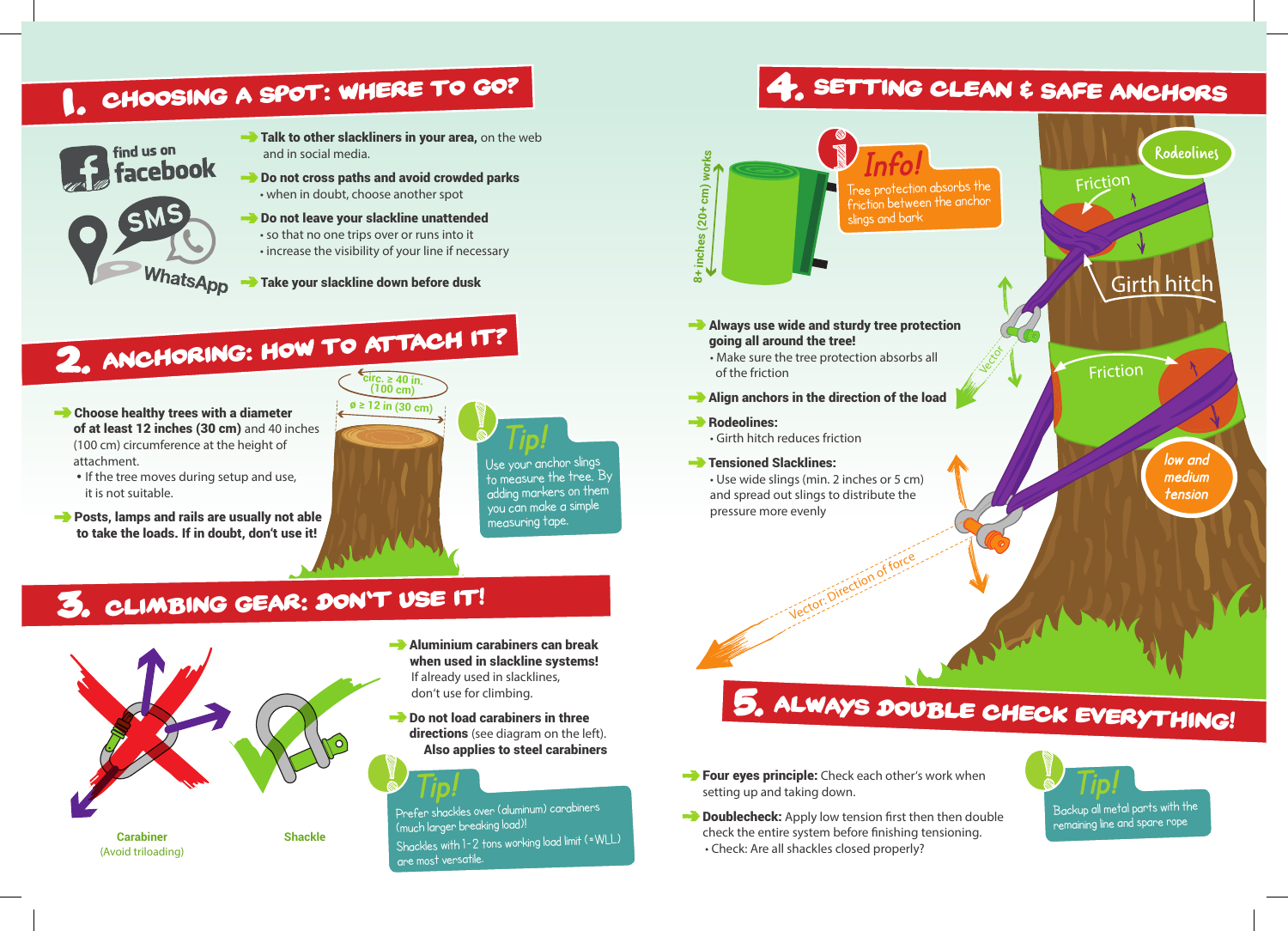# 1. Choosing a spot: where to go?

find us on facebook

SMS

WhatsApp

- **Talk to other slackliners in your area,** on the web and in social media.
- **Do not cross paths and avoid crowded parks**
  - when in doubt, choose another spot
- **Do not leave your slackline unattended**
  - so that no one trips over or runs into it
  - increase the visibility of your line if necessary
- **Take your slackline down before dusk**

# 2. Anchoring: how to attach it?

- **Choose healthy trees with a diameter of at least 12 inches (30 cm)** and 40 inches (100 cm) circumference at the height of attachment.
  - If the tree moves during setup and use, it is not suitable.
- **Posts, lamps and rails are usually not able to take the loads. If in doubt, don't use it!**

circ. ≥ 40 in. (100 cm)

ø ≥ 12 in (30 cm)

**Tip!**
Use your anchor slings to measure the tree. By adding markers on them you can make a simple measuring tape.

# 3. Climbing gear: don't use it!

Carabiner
(Avoid triloading)

Shackle

- **Aluminium carabiners can break when used in slackline systems!** If already used in slacklines, don't use for climbing.
- **Do not load carabiners in three directions** (see diagram on the left). **Also applies to steel carabiners**

**Tip!**
Prefer shackles over (aluminum) carabiners (much larger breaking load)!
Shackles with 1-2 tons working load limit (=WLL) are most versatile.

# 4. Setting clean & safe anchors

8+ inches (20+ cm) works

**Info!**
Tree protection absorbs the friction between the anchor slings and bark

Rodeolines

Friction

Girth hitch

Vector

Friction

low and medium tension

Vector: Direction of force

- **Always use wide and sturdy tree protection going all around the tree!**
  - Make sure the tree protection absorbs all of the friction
- **Align anchors in the direction of the load**
- **Rodeolines:**
  - Girth hitch reduces friction
- **Tensioned Slacklines:**
  - Use wide slings (min. 2 inches or 5 cm) and spread out slings to distribute the pressure more evenly

# 5. Always double check everything!

- **Four eyes principle:** Check each other's work when setting up and taking down.
- **Doublecheck:** Apply low tension first then then double check the entire system before finishing tensioning.
  - Check: Are all shackles closed properly?

**Tip!**
Backup all metal parts with the remaining line and spare rope